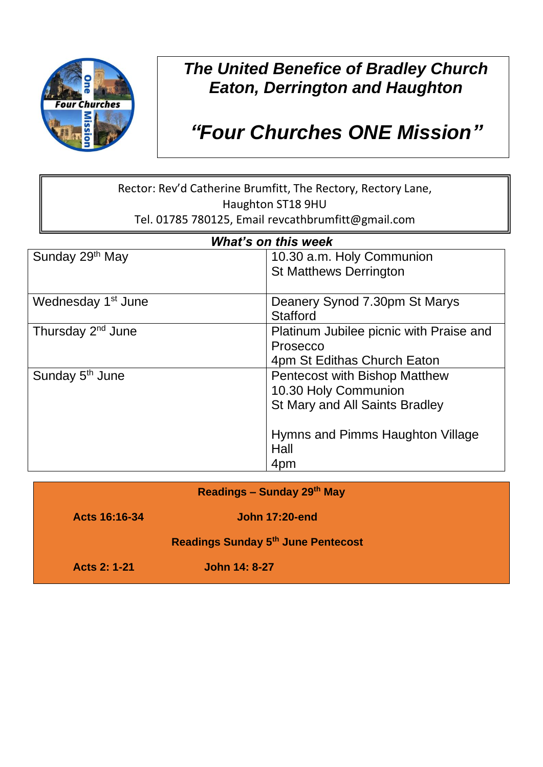# *The United Benefice of Bradley Church Eaton, Derrington and Haughton*

# *"Four Churches ONE Mission"*

Rector: Rev'd Catherine Brumfitt, The Rectory, Rectory Lane,
Haughton ST18 9HU
Tel. 01785 780125, Email revcathbrumfitt@gmail.com

***What's on this week***

| | |
|---|---|
| Sunday 29th May | 10.30 a.m. Holy Communion<br>St Matthews Derrington |
| Wednesday 1st June | Deanery Synod 7.30pm St Marys Stafford |
| Thursday 2nd June | Platinum Jubilee picnic with Praise and Prosecco<br>4pm St Edithas Church Eaton |
| Sunday 5th June | Pentecost with Bishop Matthew<br>10.30 Holy Communion<br>St Mary and All Saints Bradley<br><br>Hymns and Pimms Haughton Village Hall<br>4pm |

**Readings – Sunday 29th May**

**Acts 16:16-34** **John 17:20-end**

**Readings Sunday 5th June Pentecost**

**Acts 2: 1-21** **John 14: 8-27**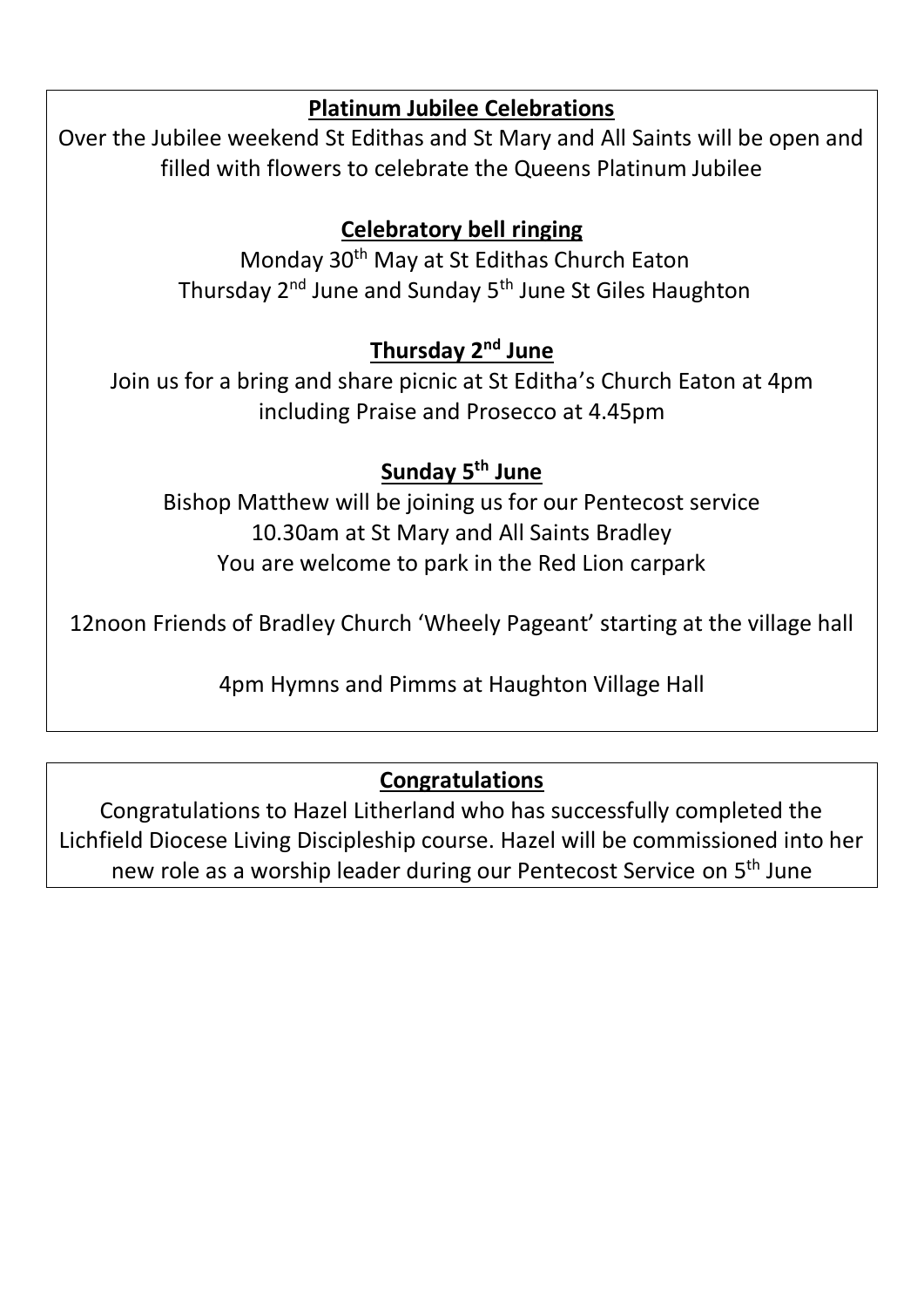## Platinum Jubilee Celebrations

Over the Jubilee weekend St Edithas and St Mary and All Saints will be open and filled with flowers to celebrate the Queens Platinum Jubilee

### Celebratory bell ringing

Monday 30th May at St Edithas Church Eaton
Thursday 2nd June and Sunday 5th June St Giles Haughton

### Thursday 2nd June

Join us for a bring and share picnic at St Editha's Church Eaton at 4pm including Praise and Prosecco at 4.45pm

### Sunday 5th June

Bishop Matthew will be joining us for our Pentecost service
10.30am at St Mary and All Saints Bradley
You are welcome to park in the Red Lion carpark

12noon Friends of Bradley Church 'Wheely Pageant' starting at the village hall

4pm Hymns and Pimms at Haughton Village Hall

## Congratulations

Congratulations to Hazel Litherland who has successfully completed the Lichfield Diocese Living Discipleship course. Hazel will be commissioned into her new role as a worship leader during our Pentecost Service on 5th June